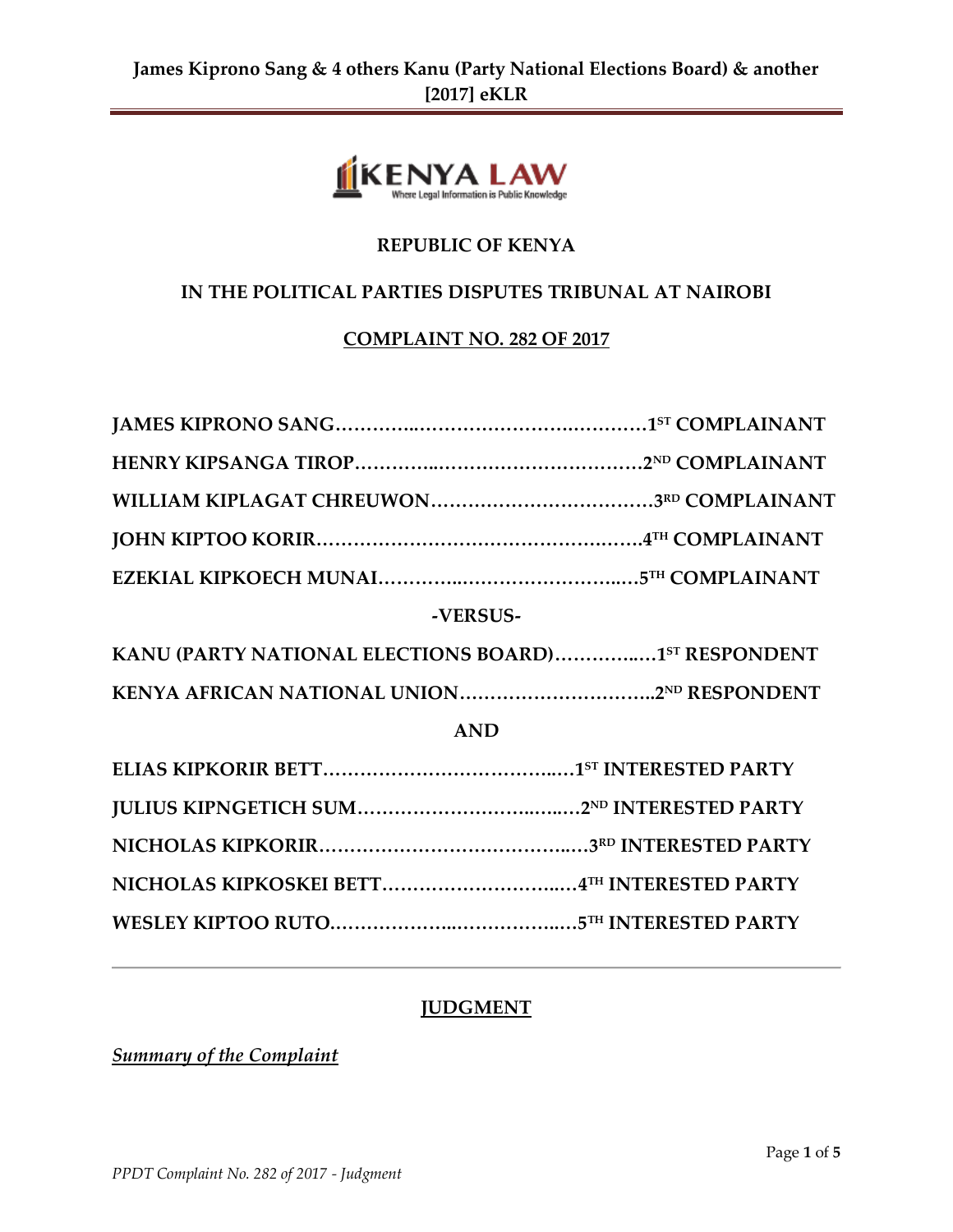**REPUBLIC OF KENYA**

**IN THE POLITICAL PARTIES DISPUTES TRIBUNAL AT NAIROBI**

**COMPLAINT NO. 282 OF 2017**

**JAMES KIPRONO SANG……………..……………………….…………1ST COMPLAINANT**

**HENRY KIPSANGA TIROP…………..……………………………2ND COMPLAINANT**

**WILLIAM KIPLAGAT CHREUWON………………………………3RD COMPLAINANT**

**JOHN KIPTOO KORIR…………………………………………….…….4TH COMPLAINANT**

**EZEKIAL KIPKOECH MUNAI………...………………………..…5TH COMPLAINANT**

**-VERSUS-**

**KANU (PARTY NATIONAL ELECTIONS BOARD)…………..…1ST RESPONDENT**

**KENYA AFRICAN NATIONAL UNION…………………………..2ND RESPONDENT**

**AND**

**ELIAS KIPKORIR BETT………………………………….…1ST INTERESTED PARTY**

**JULIUS KIPNGETICH SUM………………………..…..…2ND INTERESTED PARTY**

**NICHOLAS KIPKORIR………………………………...…3RD INTERESTED PARTY**

**NICHOLAS KIPKOSKEI BETT………………………..…4TH INTERESTED PARTY**

**WESLEY KIPTOO RUTO………………...………………..…5TH INTERESTED PARTY**

---

**JUDGMENT**

***Summary of the Complaint***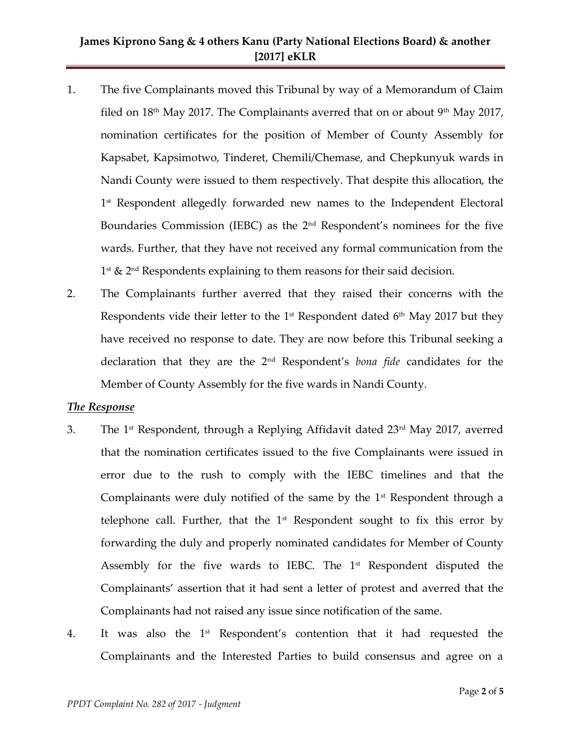1. The five Complainants moved this Tribunal by way of a Memorandum of Claim filed on 18th May 2017. The Complainants averred that on or about 9th May 2017, nomination certificates for the position of Member of County Assembly for Kapsabet, Kapsimotwo, Tinderet, Chemili/Chemase, and Chepkunyuk wards in Nandi County were issued to them respectively. That despite this allocation, the 1st Respondent allegedly forwarded new names to the Independent Electoral Boundaries Commission (IEBC) as the 2nd Respondent's nominees for the five wards. Further, that they have not received any formal communication from the 1st & 2nd Respondents explaining to them reasons for their said decision.

2. The Complainants further averred that they raised their concerns with the Respondents vide their letter to the 1st Respondent dated 6th May 2017 but they have received no response to date. They are now before this Tribunal seeking a declaration that they are the 2nd Respondent's *bona fide* candidates for the Member of County Assembly for the five wards in Nandi County.

***The Response***

3. The 1st Respondent, through a Replying Affidavit dated 23rd May 2017, averred that the nomination certificates issued to the five Complainants were issued in error due to the rush to comply with the IEBC timelines and that the Complainants were duly notified of the same by the 1st Respondent through a telephone call. Further, that the 1st Respondent sought to fix this error by forwarding the duly and properly nominated candidates for Member of County Assembly for the five wards to IEBC. The 1st Respondent disputed the Complainants' assertion that it had sent a letter of protest and averred that the Complainants had not raised any issue since notification of the same.

4. It was also the 1st Respondent's contention that it had requested the Complainants and the Interested Parties to build consensus and agree on a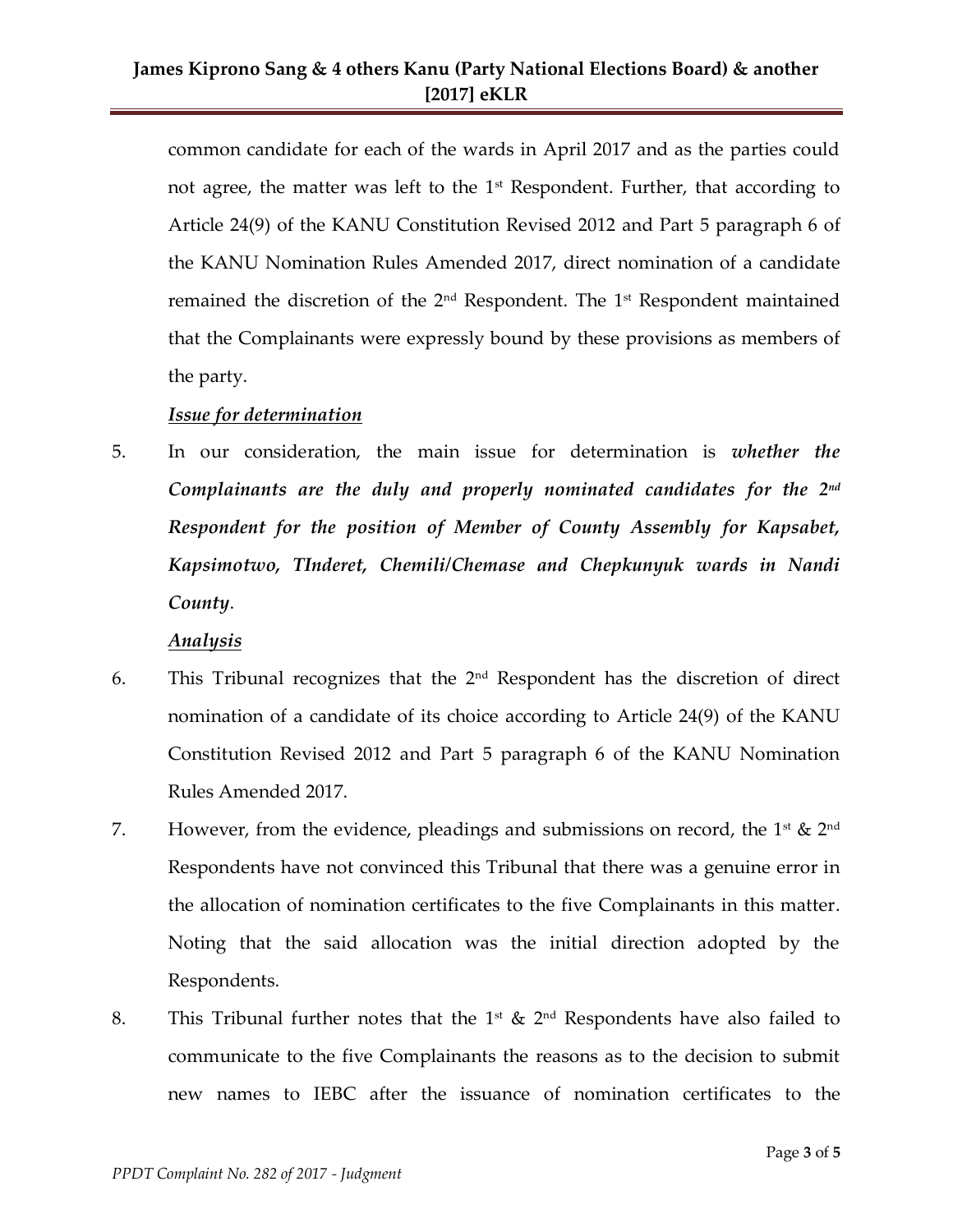common candidate for each of the wards in April 2017 and as the parties could not agree, the matter was left to the 1st Respondent. Further, that according to Article 24(9) of the KANU Constitution Revised 2012 and Part 5 paragraph 6 of the KANU Nomination Rules Amended 2017, direct nomination of a candidate remained the discretion of the 2nd Respondent. The 1st Respondent maintained that the Complainants were expressly bound by these provisions as members of the party.

***Issue for determination***

5. In our consideration, the main issue for determination is ***whether the Complainants are the duly and properly nominated candidates for the 2nd Respondent for the position of Member of County Assembly for Kapsabet, Kapsimotwo, TInderet, Chemili/Chemase and Chepkunyuk wards in Nandi County***.

***Analysis***

6. This Tribunal recognizes that the 2nd Respondent has the discretion of direct nomination of a candidate of its choice according to Article 24(9) of the KANU Constitution Revised 2012 and Part 5 paragraph 6 of the KANU Nomination Rules Amended 2017.

7. However, from the evidence, pleadings and submissions on record, the 1st & 2nd Respondents have not convinced this Tribunal that there was a genuine error in the allocation of nomination certificates to the five Complainants in this matter. Noting that the said allocation was the initial direction adopted by the Respondents.

8. This Tribunal further notes that the 1st & 2nd Respondents have also failed to communicate to the five Complainants the reasons as to the decision to submit new names to IEBC after the issuance of nomination certificates to the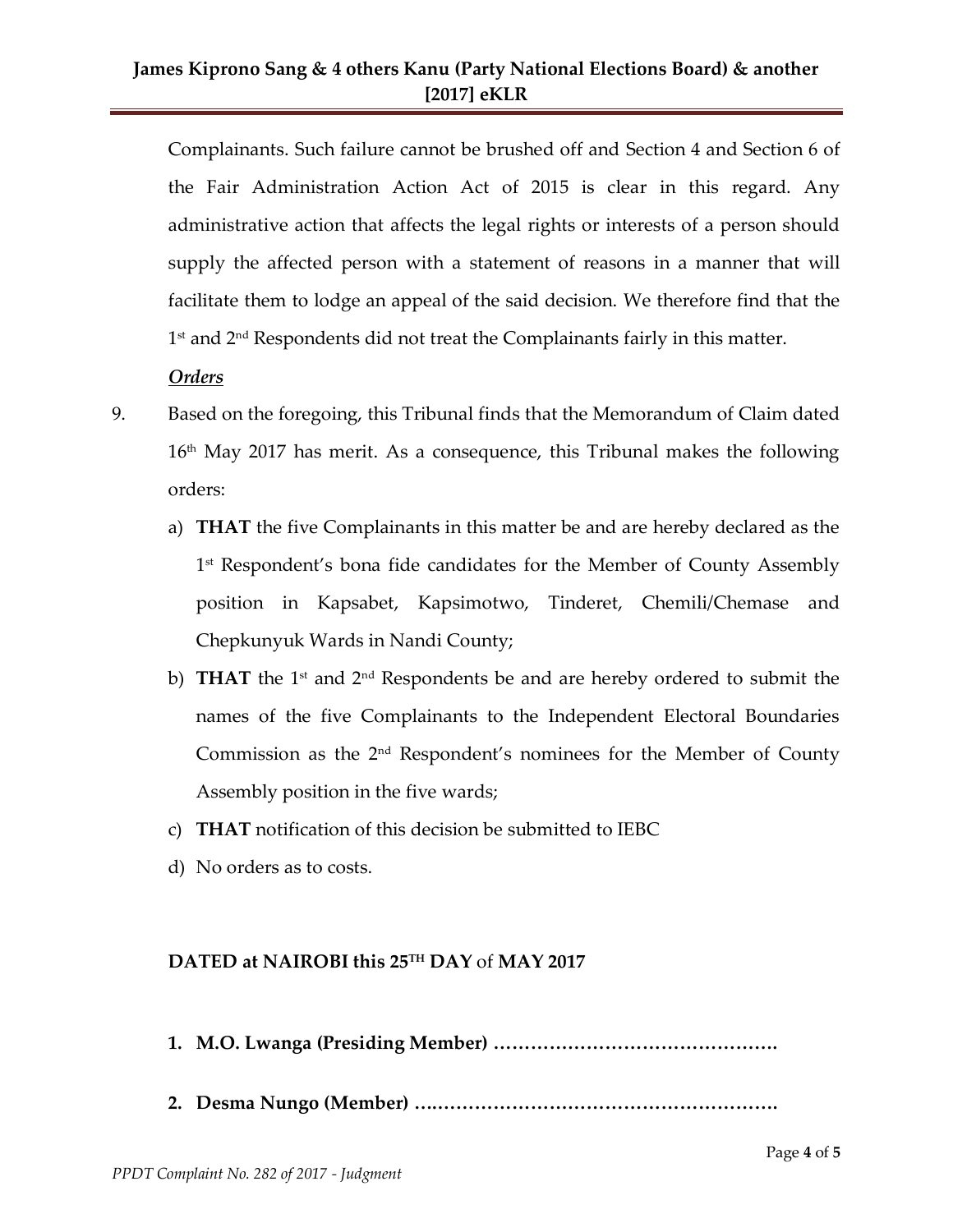Complainants. Such failure cannot be brushed off and Section 4 and Section 6 of the Fair Administration Action Act of 2015 is clear in this regard. Any administrative action that affects the legal rights or interests of a person should supply the affected person with a statement of reasons in a manner that will facilitate them to lodge an appeal of the said decision. We therefore find that the 1st and 2nd Respondents did not treat the Complainants fairly in this matter.

***Orders***

9. Based on the foregoing, this Tribunal finds that the Memorandum of Claim dated 16th May 2017 has merit. As a consequence, this Tribunal makes the following orders:

   a) **THAT** the five Complainants in this matter be and are hereby declared as the 1st Respondent's bona fide candidates for the Member of County Assembly position in Kapsabet, Kapsimotwo, Tinderet, Chemili/Chemase and Chepkunyuk Wards in Nandi County;

   b) **THAT** the 1st and 2nd Respondents be and are hereby ordered to submit the names of the five Complainants to the Independent Electoral Boundaries Commission as the 2nd Respondent's nominees for the Member of County Assembly position in the five wards;

   c) **THAT** notification of this decision be submitted to IEBC

   d) No orders as to costs.

**DATED at NAIROBI this 25TH DAY** of **MAY 2017**

1. **M.O. Lwanga (Presiding Member) ……………………………………….**

2. **Desma Nungo (Member) ….……………………………………………….**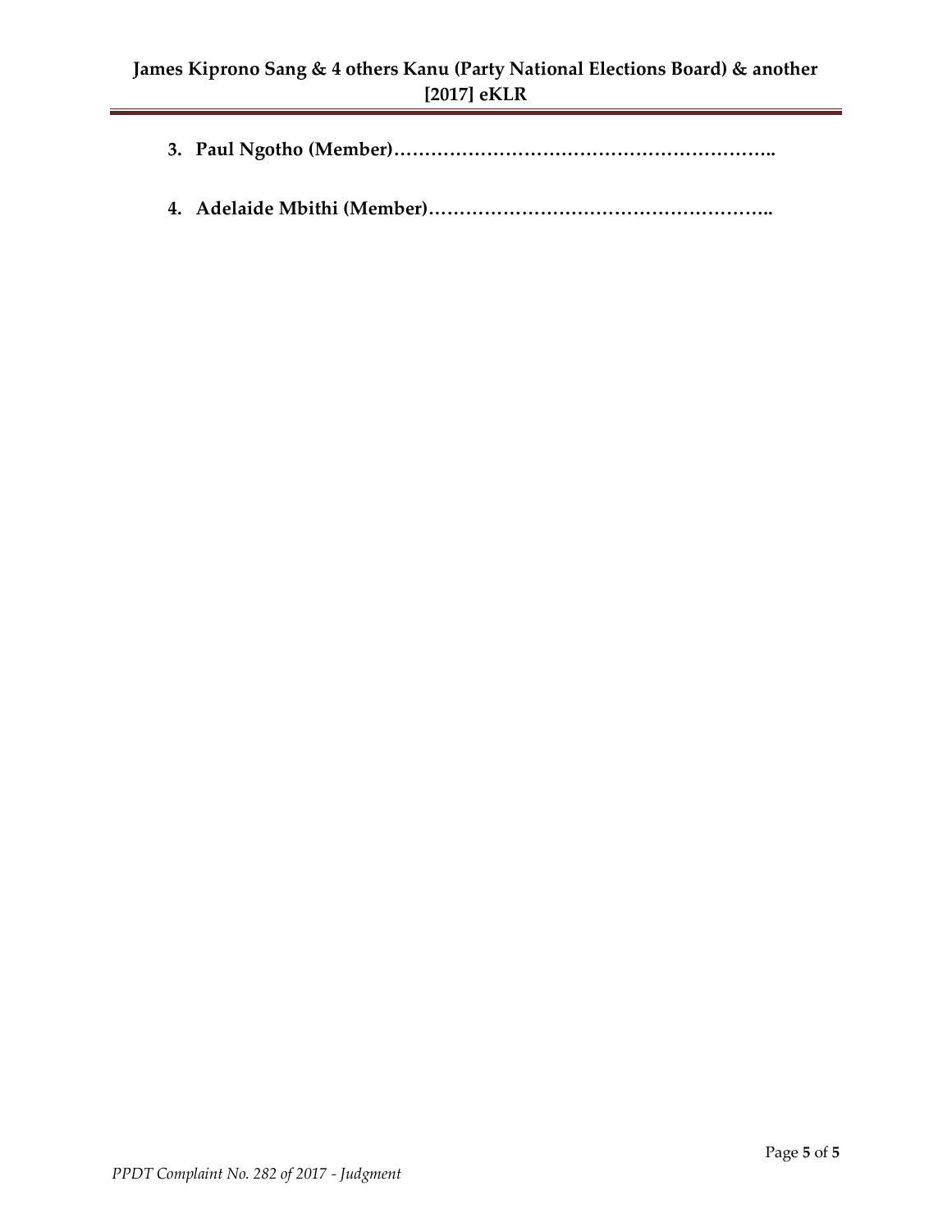3. **Paul Ngotho (Member)……………………………………………………..**

4. **Adelaide Mbithi (Member)………………………………………………..**